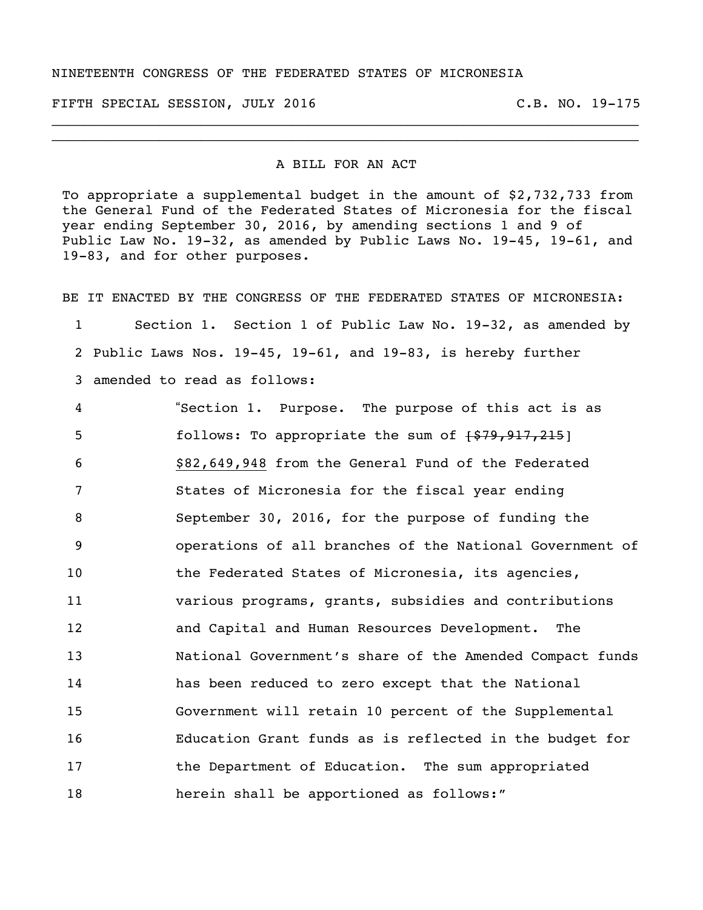NINETEENTH CONGRESS OF THE FEDERATED STATES OF MICRONESIA

FIFTH SPECIAL SESSION, JULY 2016 C.B. NO. 19-175

---

A BILL FOR AN ACT

To appropriate a supplemental budget in the amount of $2,732,733 from the General Fund of the Federated States of Micronesia for the fiscal year ending September 30, 2016, by amending sections 1 and 9 of Public Law No. 19-32, as amended by Public Laws No. 19-45, 19-61, and 19-83, and for other purposes.

BE IT ENACTED BY THE CONGRESS OF THE FEDERATED STATES OF MICRONESIA:

1 Section 1. Section 1 of Public Law No. 19-32, as amended by
2 Public Laws Nos. 19-45, 19-61, and 19-83, is hereby further
3 amended to read as follows:
4 "Section 1. Purpose. The purpose of this act is as
5 follows: To appropriate the sum of ~~[$79,917,215]~~
6 <u>$82,649,948</u> from the General Fund of the Federated
7 States of Micronesia for the fiscal year ending
8 September 30, 2016, for the purpose of funding the
9 operations of all branches of the National Government of
10 the Federated States of Micronesia, its agencies,
11 various programs, grants, subsidies and contributions
12 and Capital and Human Resources Development. The
13 National Government's share of the Amended Compact funds
14 has been reduced to zero except that the National
15 Government will retain 10 percent of the Supplemental
16 Education Grant funds as is reflected in the budget for
17 the Department of Education. The sum appropriated
18 herein shall be apportioned as follows:"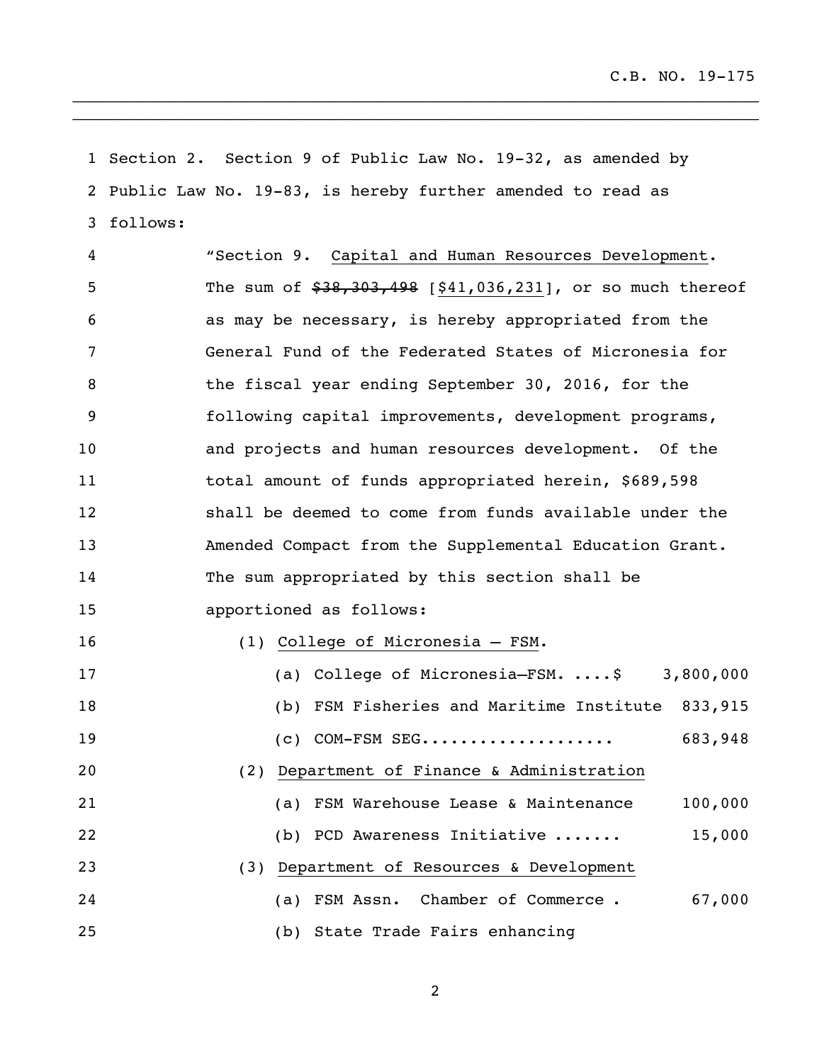Section 2. Section 9 of Public Law No. 19-32, as amended by Public Law No. 19-83, is hereby further amended to read as follows:

"Section 9. Capital and Human Resources Development. The sum of ~~$38,303,498~~ [$41,036,231], or so much thereof as may be necessary, is hereby appropriated from the General Fund of the Federated States of Micronesia for the fiscal year ending September 30, 2016, for the following capital improvements, development programs, and projects and human resources development. Of the total amount of funds appropriated herein, $689,598 shall be deemed to come from funds available under the Amended Compact from the Supplemental Education Grant. The sum appropriated by this section shall be apportioned as follows:

(1) College of Micronesia – FSM.

(a) College of Micronesia—FSM. ....$ 3,800,000

(b) FSM Fisheries and Maritime Institute 833,915

(c) COM-FSM SEG.................... 683,948

(2) Department of Finance & Administration

(a) FSM Warehouse Lease & Maintenance 100,000

(b) PCD Awareness Initiative ....... 15,000

(3) Department of Resources & Development

(a) FSM Assn. Chamber of Commerce . 67,000

(b) State Trade Fairs enhancing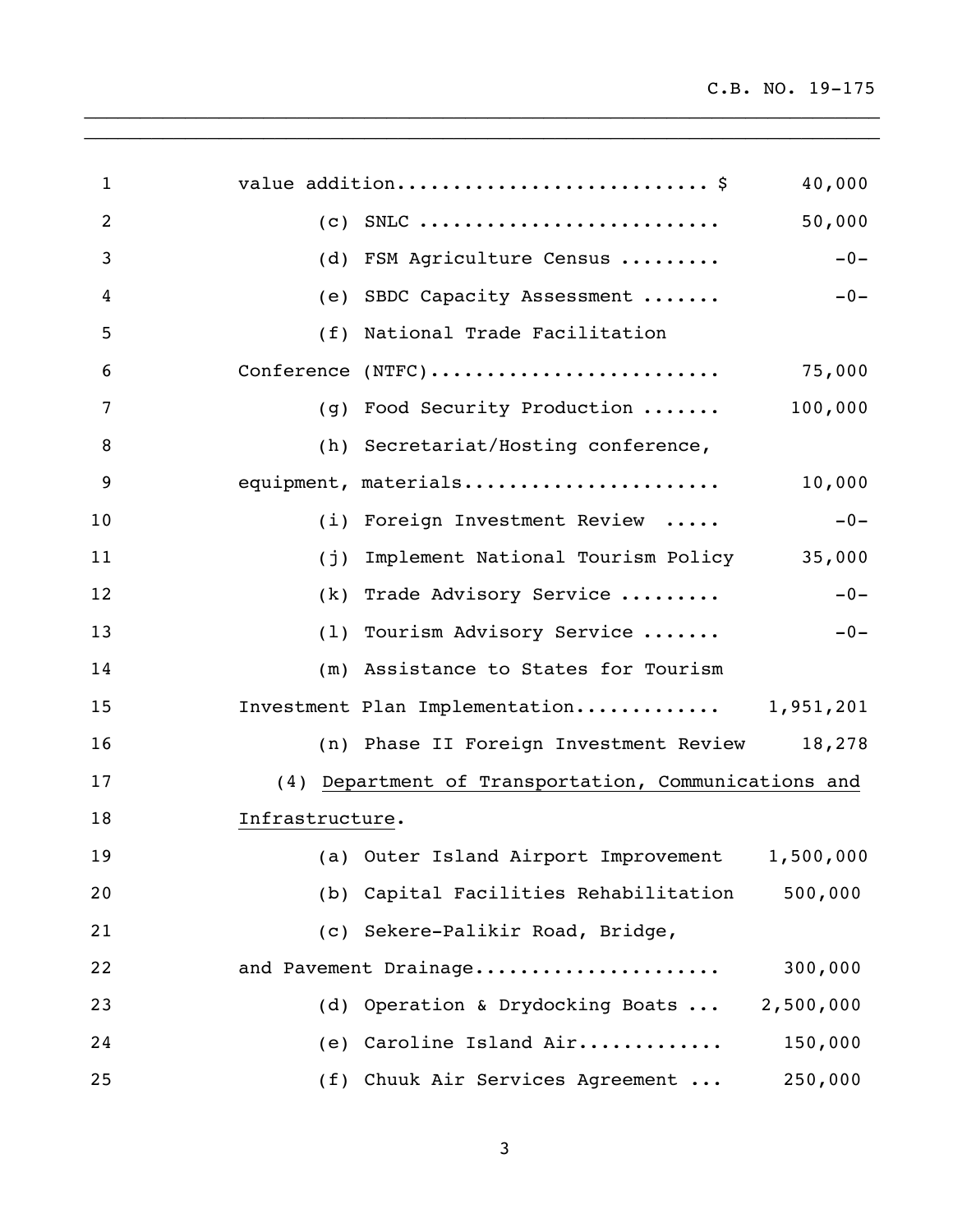value addition............................ $ 40,000

(c) SNLC .......................... 50,000

(d) FSM Agriculture Census ......... -0-

(e) SBDC Capacity Assessment ....... -0-

(f) National Trade Facilitation Conference (NTFC)......................... 75,000

(g) Food Security Production ....... 100,000

(h) Secretariat/Hosting conference, equipment, materials...................... 10,000

(i) Foreign Investment Review ..... -0-

(j) Implement National Tourism Policy 35,000

(k) Trade Advisory Service ......... -0-

(l) Tourism Advisory Service ....... -0-

(m) Assistance to States for Tourism Investment Plan Implementation............ 1,951,201

(n) Phase II Foreign Investment Review 18,278

(4) Department of Transportation, Communications and Infrastructure.

(a) Outer Island Airport Improvement 1,500,000

(b) Capital Facilities Rehabilitation 500,000

(c) Sekere-Palikir Road, Bridge, and Pavement Drainage..................... 300,000

(d) Operation & Drydocking Boats ... 2,500,000

(e) Caroline Island Air............ 150,000

(f) Chuuk Air Services Agreement ... 250,000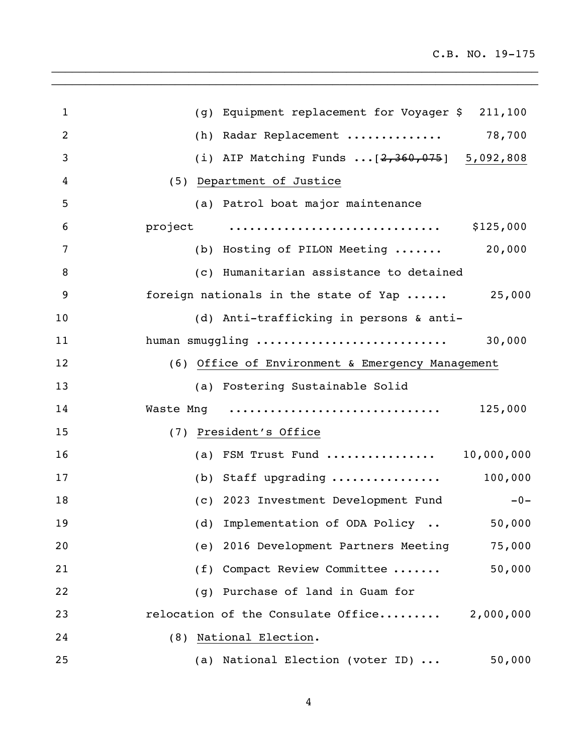(g) Equipment replacement for Voyager $ 211,100

(h) Radar Replacement ............. 78,700

(i) AIP Matching Funds ...[~~2,360,075~~] <u>5,092,808</u>

(5) <u>Department of Justice</u>

(a) Patrol boat major maintenance project ............................. $125,000

(b) Hosting of PILON Meeting ....... 20,000

(c) Humanitarian assistance to detained foreign nationals in the state of Yap ...... 25,000

(d) Anti-trafficking in persons & anti-human smuggling ........................... 30,000

(6) <u>Office of Environment & Emergency Management</u>

(a) Fostering Sustainable Solid Waste Mng ............................. 125,000

(7) <u>President's Office</u>

(a) FSM Trust Fund ............... 10,000,000

(b) Staff upgrading ............... 100,000

(c) 2023 Investment Development Fund -0-

(d) Implementation of ODA Policy .. 50,000

(e) 2016 Development Partners Meeting 75,000

(f) Compact Review Committee ....... 50,000

(g) Purchase of land in Guam for relocation of the Consulate Office......... 2,000,000

(8) <u>National Election</u>.

(a) National Election (voter ID) ... 50,000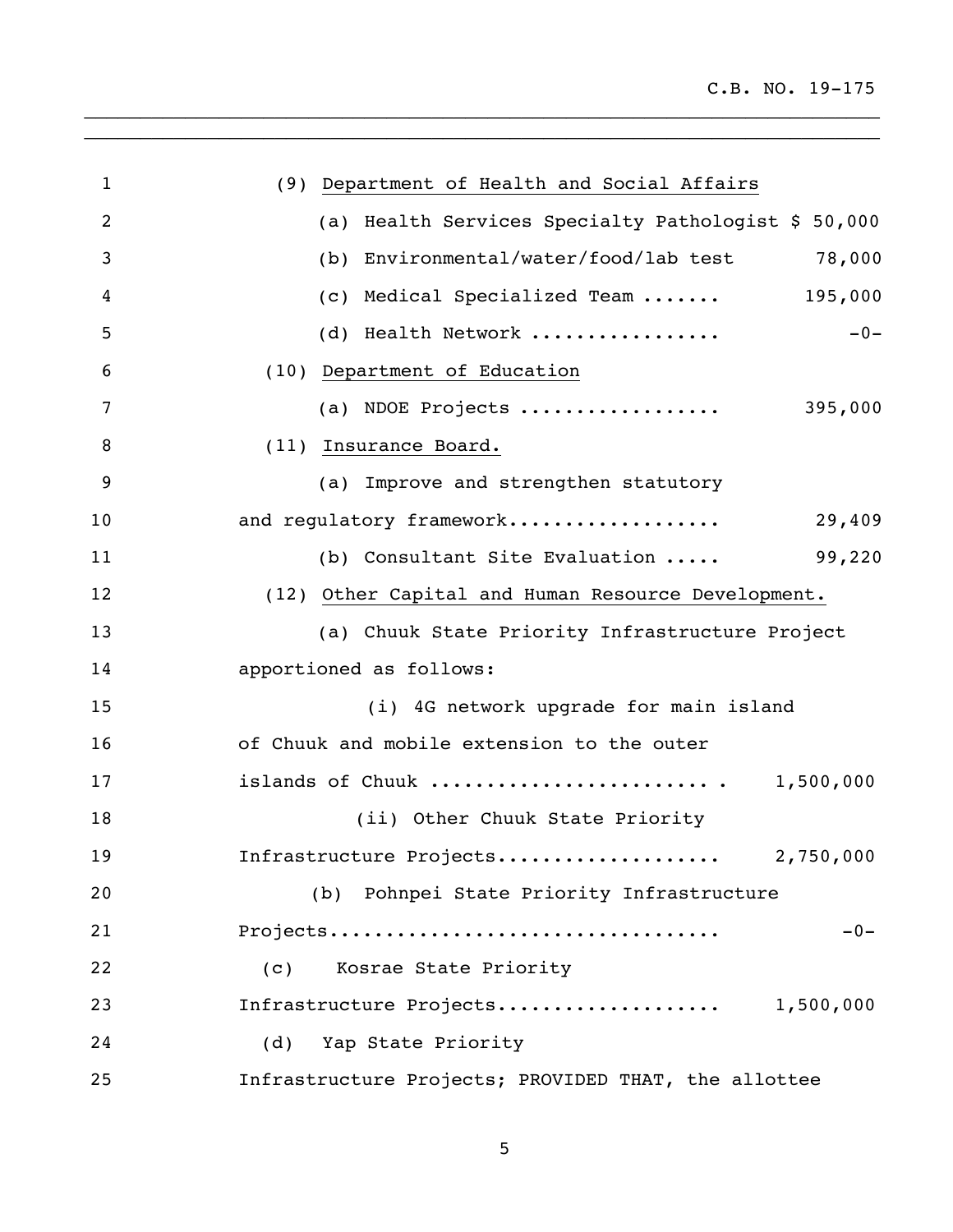(9) Department of Health and Social Affairs

(a) Health Services Specialty Pathologist $ 50,000

(b) Environmental/water/food/lab test 78,000

(c) Medical Specialized Team ....... 195,000

(d) Health Network ................. -0-

(10) Department of Education

(a) NDOE Projects .................. 395,000

(11) Insurance Board.

(a) Improve and strengthen statutory and regulatory framework.................. 29,409

(b) Consultant Site Evaluation ..... 99,220

(12) Other Capital and Human Resource Development.

(a) Chuuk State Priority Infrastructure Project apportioned as follows:

(i) 4G network upgrade for main island of Chuuk and mobile extension to the outer islands of Chuuk ........................ . 1,500,000

(ii) Other Chuuk State Priority Infrastructure Projects................... 2,750,000

(b) Pohnpei State Priority Infrastructure Projects................................. -0-

(c) Kosrae State Priority Infrastructure Projects................... 1,500,000

(d) Yap State Priority Infrastructure Projects; PROVIDED THAT, the allottee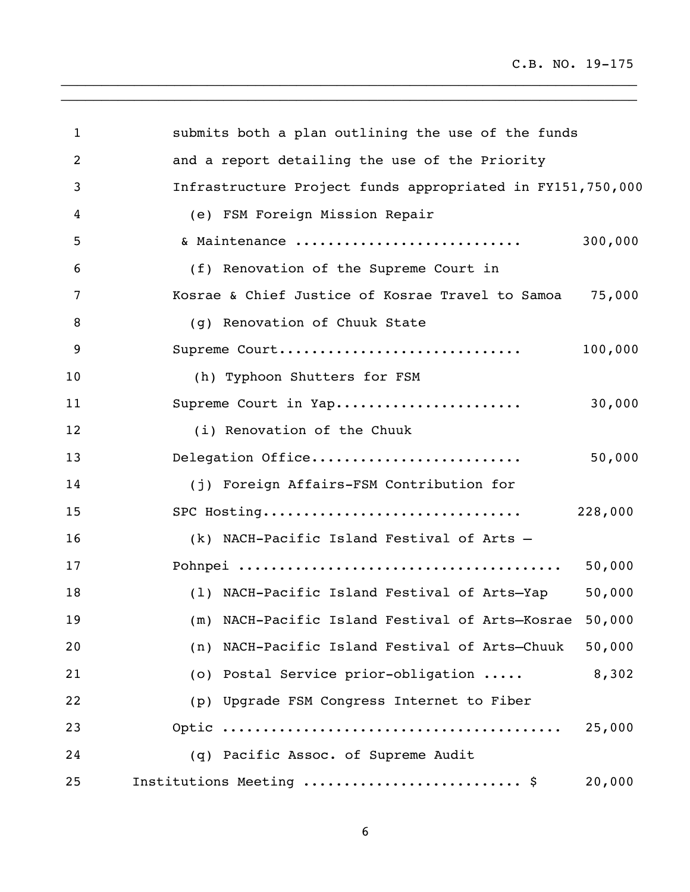submits both a plan outlining the use of the funds and a report detailing the use of the Priority Infrastructure Project funds appropriated in FY151,750,000

(e) FSM Foreign Mission Repair & Maintenance ........................... 300,000

(f) Renovation of the Supreme Court in Kosrae & Chief Justice of Kosrae Travel to Samoa 75,000

(g) Renovation of Chuuk State Supreme Court............................. 100,000

(h) Typhoon Shutters for FSM Supreme Court in Yap...................... 30,000

(i) Renovation of the Chuuk Delegation Office......................... 50,000

(j) Foreign Affairs-FSM Contribution for SPC Hosting............................... 228,000

(k) NACH-Pacific Island Festival of Arts – Pohnpei ....................................... 50,000

(l) NACH-Pacific Island Festival of Arts–Yap 50,000

(m) NACH-Pacific Island Festival of Arts–Kosrae 50,000

(n) NACH-Pacific Island Festival of Arts–Chuuk 50,000

(o) Postal Service prior-obligation ..... 8,302

(p) Upgrade FSM Congress Internet to Fiber Optic ......................................... 25,000

(q) Pacific Assoc. of Supreme Audit Institutions Meeting .......................... $ 20,000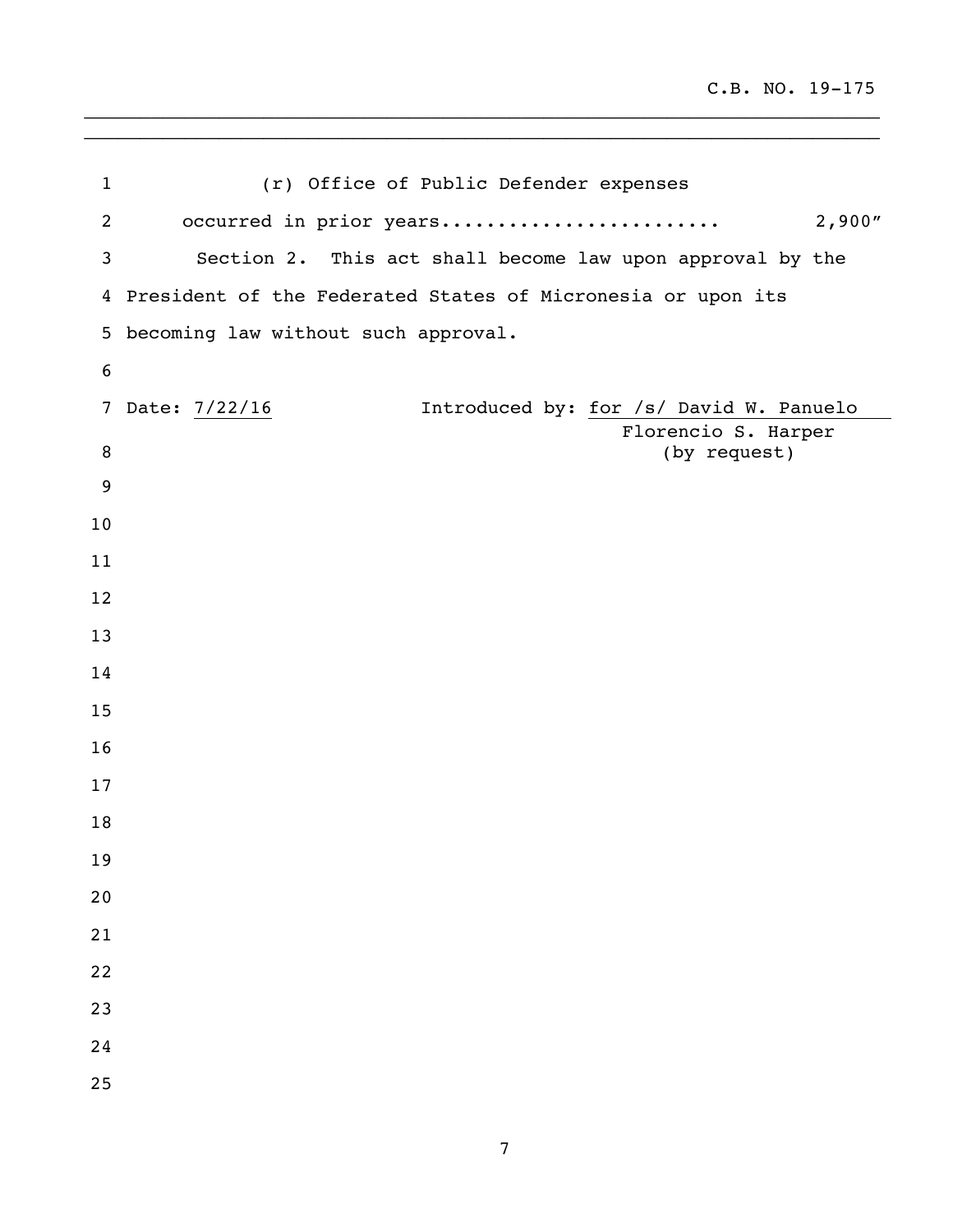(r) Office of Public Defender expenses occurred in prior years........................ 2,900"

Section 2. This act shall become law upon approval by the President of the Federated States of Micronesia or upon its becoming law without such approval.

Date: 7/22/16 Introduced by: for /s/ David W. Panuelo
Florencio S. Harper
(by request)